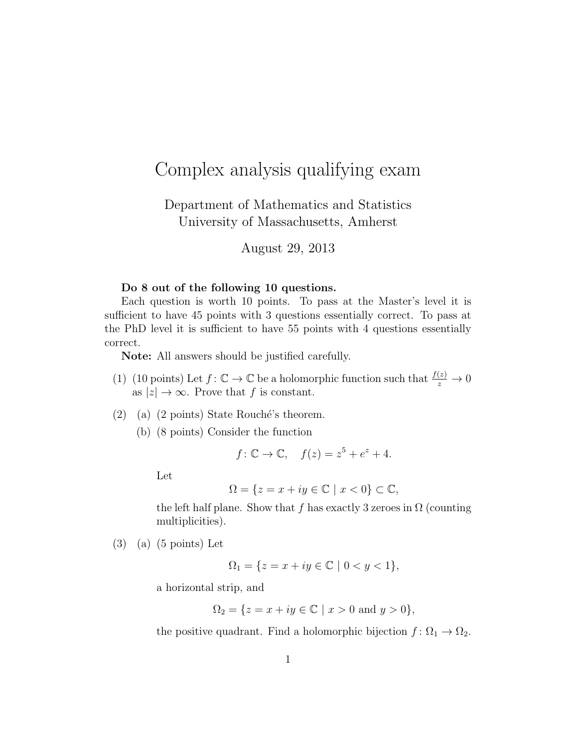# Complex analysis qualifying exam

Department of Mathematics and Statistics
University of Massachusetts, Amherst

August 29, 2013

**Do 8 out of the following 10 questions.**

Each question is worth 10 points. To pass at the Master's level it is sufficient to have 45 points with 3 questions essentially correct. To pass at the PhD level it is sufficient to have 55 points with 4 questions essentially correct.

**Note:** All answers should be justified carefully.

(1) (10 points) Let $f: \mathbb{C} \to \mathbb{C}$ be a holomorphic function such that $\frac{f(z)}{z} \to 0$ as $|z| \to \infty$. Prove that $f$ is constant.

(2) (a) (2 points) State Rouché's theorem.

(b) (8 points) Consider the function

$$f: \mathbb{C} \to \mathbb{C}, \quad f(z) = z^5 + e^z + 4.$$

Let

$$\Omega = \{z = x + iy \in \mathbb{C} \mid x < 0\} \subset \mathbb{C},$$

the left half plane. Show that $f$ has exactly 3 zeroes in $\Omega$ (counting multiplicities).

(3) (a) (5 points) Let

$$\Omega_1 = \{z = x + iy \in \mathbb{C} \mid 0 < y < 1\},$$

a horizontal strip, and

$$\Omega_2 = \{z = x + iy \in \mathbb{C} \mid x > 0 \text{ and } y > 0\},$$

the positive quadrant. Find a holomorphic bijection $f: \Omega_1 \to \Omega_2$.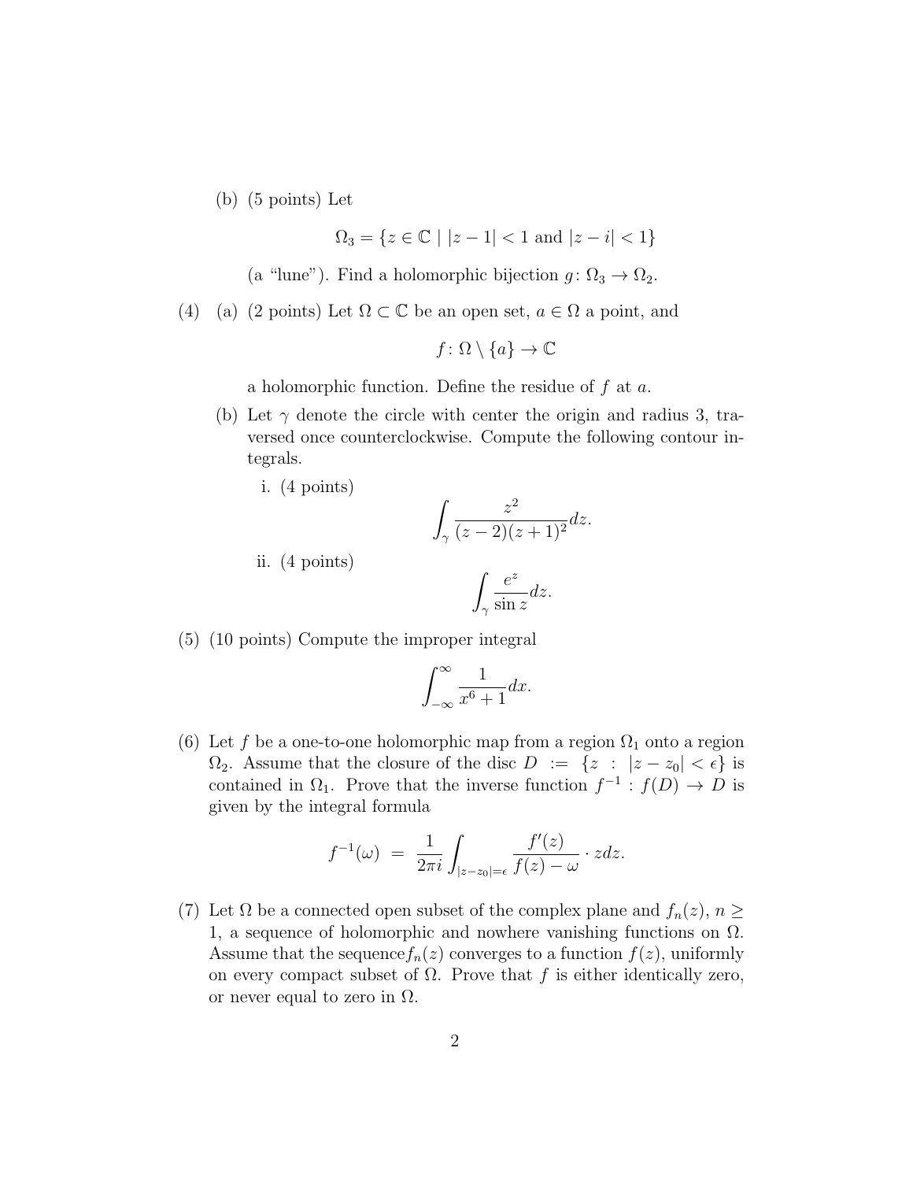(b) (5 points) Let

$$\Omega_3 = \{z \in \mathbb{C} \mid |z-1| < 1 \text{ and } |z-i| < 1\}$$

(a "lune"). Find a holomorphic bijection $g\colon \Omega_3 \to \Omega_2$.

(4) (a) (2 points) Let $\Omega \subset \mathbb{C}$ be an open set, $a \in \Omega$ a point, and

$$f\colon \Omega \setminus \{a\} \to \mathbb{C}$$

a holomorphic function. Define the residue of $f$ at $a$.

(b) Let $\gamma$ denote the circle with center the origin and radius 3, traversed once counterclockwise. Compute the following contour integrals.

i. (4 points)

$$\int_\gamma \frac{z^2}{(z-2)(z+1)^2} dz.$$

ii. (4 points)

$$\int_\gamma \frac{e^z}{\sin z} dz.$$

(5) (10 points) Compute the improper integral

$$\int_{-\infty}^{\infty} \frac{1}{x^6+1} dx.$$

(6) Let $f$ be a one-to-one holomorphic map from a region $\Omega_1$ onto a region $\Omega_2$. Assume that the closure of the disc $D := \{z : |z - z_0| < \epsilon\}$ is contained in $\Omega_1$. Prove that the inverse function $f^{-1} : f(D) \to D$ is given by the integral formula

$$f^{-1}(\omega) = \frac{1}{2\pi i} \int_{|z-z_0|=\epsilon} \frac{f'(z)}{f(z)-\omega} \cdot z dz.$$

(7) Let $\Omega$ be a connected open subset of the complex plane and $f_n(z)$, $n \geq 1$, a sequence of holomorphic and nowhere vanishing functions on $\Omega$. Assume that the sequence $f_n(z)$ converges to a function $f(z)$, uniformly on every compact subset of $\Omega$. Prove that $f$ is either identically zero, or never equal to zero in $\Omega$.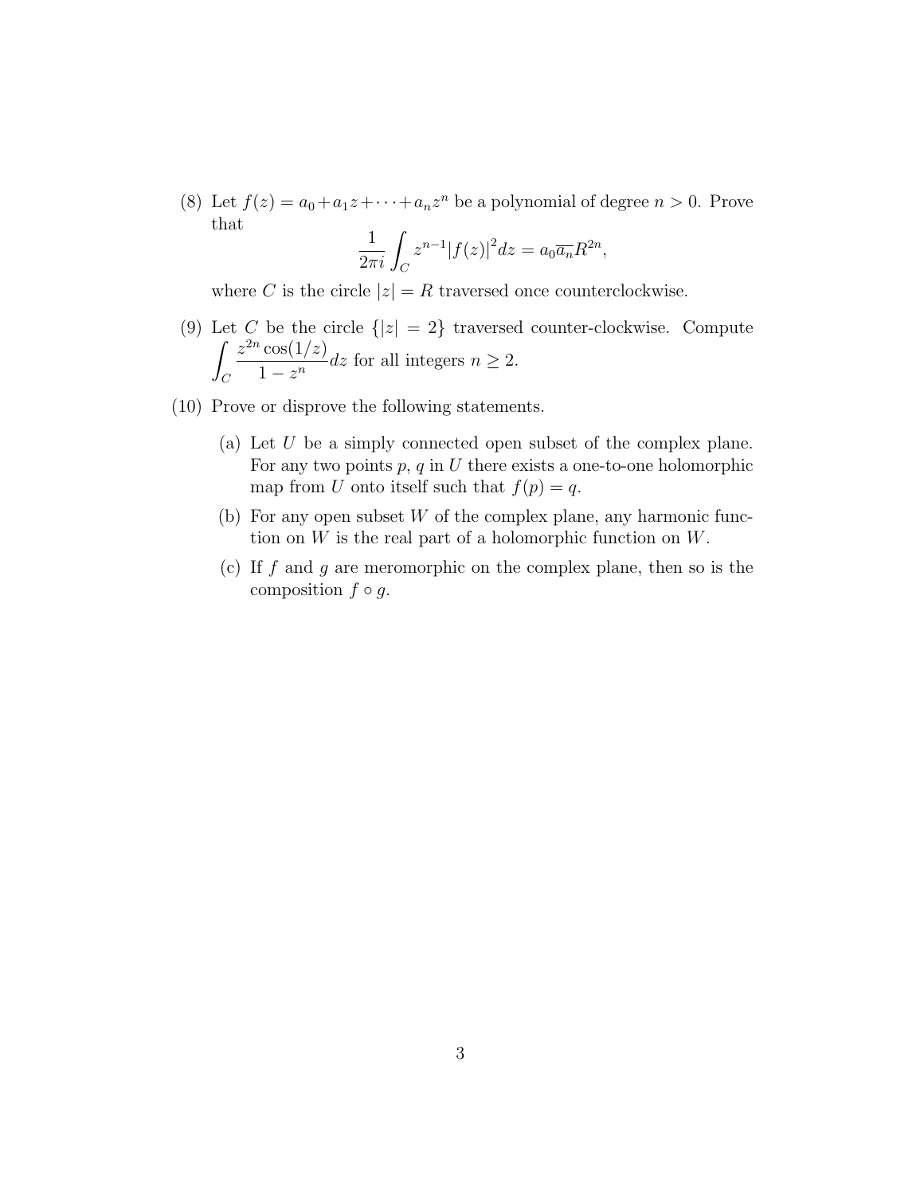(8) Let $f(z) = a_0 + a_1 z + \cdots + a_n z^n$ be a polynomial of degree $n > 0$. Prove that

$$\frac{1}{2\pi i} \int_C z^{n-1} |f(z)|^2 dz = a_0 \overline{a_n} R^{2n},$$

where $C$ is the circle $|z| = R$ traversed once counterclockwise.

(9) Let $C$ be the circle $\{|z| = 2\}$ traversed counter-clockwise. Compute $\displaystyle\int_C \frac{z^{2n} \cos(1/z)}{1 - z^n} dz$ for all integers $n \geq 2$.

(10) Prove or disprove the following statements.

(a) Let $U$ be a simply connected open subset of the complex plane. For any two points $p$, $q$ in $U$ there exists a one-to-one holomorphic map from $U$ onto itself such that $f(p) = q$.

(b) For any open subset $W$ of the complex plane, any harmonic function on $W$ is the real part of a holomorphic function on $W$.

(c) If $f$ and $g$ are meromorphic on the complex plane, then so is the composition $f \circ g$.